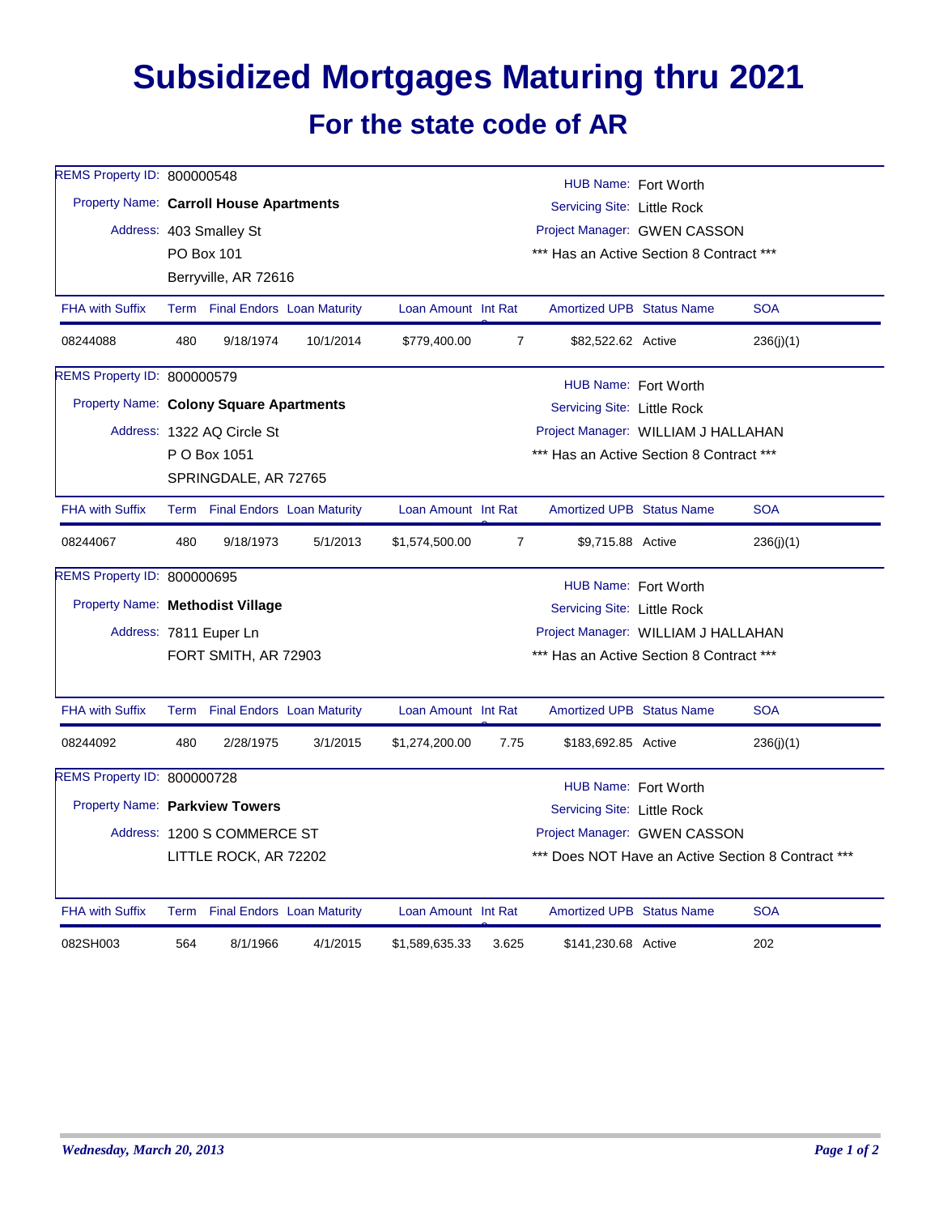# Subsidized Mortgages Maturing thru 2021

## For the state code of AR

REMS Property ID: 800000548
Property Name: **Carroll House Apartments**
Address: 403 Smalley St
PO Box 101
Berryville, AR 72616

HUB Name: Fort Worth
Servicing Site: Little Rock
Project Manager: GWEN CASSON
*** Has an Active Section 8 Contract ***

| FHA with Suffix | Term | Final Endors | Loan Maturity | Loan Amount | Int Rate | Amortized UPB | Status Name | SOA |
|---|---|---|---|---|---|---|---|---|
| 08244088 | 480 | 9/18/1974 | 10/1/2014 | $779,400.00 | 7 | $82,522.62 | Active | 236(j)(1) |

REMS Property ID: 800000579
Property Name: **Colony Square Apartments**
Address: 1322 AQ Circle St
P O Box 1051
SPRINGDALE, AR 72765

HUB Name: Fort Worth
Servicing Site: Little Rock
Project Manager: WILLIAM J HALLAHAN
*** Has an Active Section 8 Contract ***

| FHA with Suffix | Term | Final Endors | Loan Maturity | Loan Amount | Int Rate | Amortized UPB | Status Name | SOA |
|---|---|---|---|---|---|---|---|---|
| 08244067 | 480 | 9/18/1973 | 5/1/2013 | $1,574,500.00 | 7 | $9,715.88 | Active | 236(j)(1) |

REMS Property ID: 800000695
Property Name: **Methodist Village**
Address: 7811 Euper Ln
FORT SMITH, AR 72903

HUB Name: Fort Worth
Servicing Site: Little Rock
Project Manager: WILLIAM J HALLAHAN
*** Has an Active Section 8 Contract ***

| FHA with Suffix | Term | Final Endors | Loan Maturity | Loan Amount | Int Rate | Amortized UPB | Status Name | SOA |
|---|---|---|---|---|---|---|---|---|
| 08244092 | 480 | 2/28/1975 | 3/1/2015 | $1,274,200.00 | 7.75 | $183,692.85 | Active | 236(j)(1) |

REMS Property ID: 800000728
Property Name: **Parkview Towers**
Address: 1200 S COMMERCE ST
LITTLE ROCK, AR 72202

HUB Name: Fort Worth
Servicing Site: Little Rock
Project Manager: GWEN CASSON
*** Does NOT Have an Active Section 8 Contract ***

| FHA with Suffix | Term | Final Endors | Loan Maturity | Loan Amount | Int Rate | Amortized UPB | Status Name | SOA |
|---|---|---|---|---|---|---|---|---|
| 082SH003 | 564 | 8/1/1966 | 4/1/2015 | $1,589,635.33 | 3.625 | $141,230.68 | Active | 202 |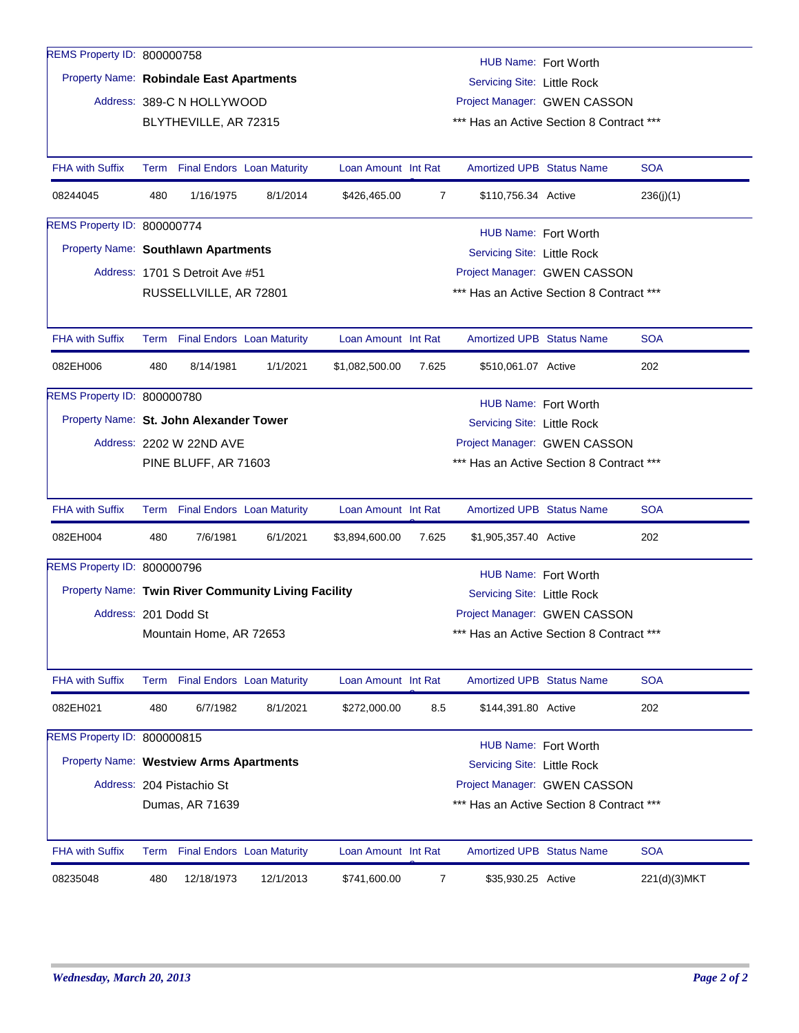REMS Property ID: 800000758

Property Name: **Robindale East Apartments**

Address: 389-C N HOLLYWOOD
BLYTHEVILLE, AR 72315

HUB Name: Fort Worth
Servicing Site: Little Rock
Project Manager: GWEN CASSON
*** Has an Active Section 8 Contract ***

| FHA with Suffix | Term | Final Endors | Loan Maturity | Loan Amount | Int Rate | Amortized UPB | Status Name | SOA |
|---|---|---|---|---|---|---|---|---|
| 08244045 | 480 | 1/16/1975 | 8/1/2014 | $426,465.00 | 7 | $110,756.34 | Active | 236(j)(1) |

REMS Property ID: 800000774

Property Name: **Southlawn Apartments**

Address: 1701 S Detroit Ave #51
RUSSELLVILLE, AR 72801

HUB Name: Fort Worth
Servicing Site: Little Rock
Project Manager: GWEN CASSON
*** Has an Active Section 8 Contract ***

| FHA with Suffix | Term | Final Endors | Loan Maturity | Loan Amount | Int Rate | Amortized UPB | Status Name | SOA |
|---|---|---|---|---|---|---|---|---|
| 082EH006 | 480 | 8/14/1981 | 1/1/2021 | $1,082,500.00 | 7.625 | $510,061.07 | Active | 202 |

REMS Property ID: 800000780

Property Name: **St. John Alexander Tower**

Address: 2202 W 22ND AVE
PINE BLUFF, AR 71603

HUB Name: Fort Worth
Servicing Site: Little Rock
Project Manager: GWEN CASSON
*** Has an Active Section 8 Contract ***

| FHA with Suffix | Term | Final Endors | Loan Maturity | Loan Amount | Int Rate | Amortized UPB | Status Name | SOA |
|---|---|---|---|---|---|---|---|---|
| 082EH004 | 480 | 7/6/1981 | 6/1/2021 | $3,894,600.00 | 7.625 | $1,905,357.40 | Active | 202 |

REMS Property ID: 800000796

Property Name: **Twin River Community Living Facility**

Address: 201 Dodd St
Mountain Home, AR 72653

HUB Name: Fort Worth
Servicing Site: Little Rock
Project Manager: GWEN CASSON
*** Has an Active Section 8 Contract ***

| FHA with Suffix | Term | Final Endors | Loan Maturity | Loan Amount | Int Rate | Amortized UPB | Status Name | SOA |
|---|---|---|---|---|---|---|---|---|
| 082EH021 | 480 | 6/7/1982 | 8/1/2021 | $272,000.00 | 8.5 | $144,391.80 | Active | 202 |

REMS Property ID: 800000815

Property Name: **Westview Arms Apartments**

Address: 204 Pistachio St
Dumas, AR 71639

HUB Name: Fort Worth
Servicing Site: Little Rock
Project Manager: GWEN CASSON
*** Has an Active Section 8 Contract ***

| FHA with Suffix | Term | Final Endors | Loan Maturity | Loan Amount | Int Rate | Amortized UPB | Status Name | SOA |
|---|---|---|---|---|---|---|---|---|
| 08235048 | 480 | 12/18/1973 | 12/1/2013 | $741,600.00 | 7 | $35,930.25 | Active | 221(d)(3)MKT |

*Wednesday, March 20, 2013*